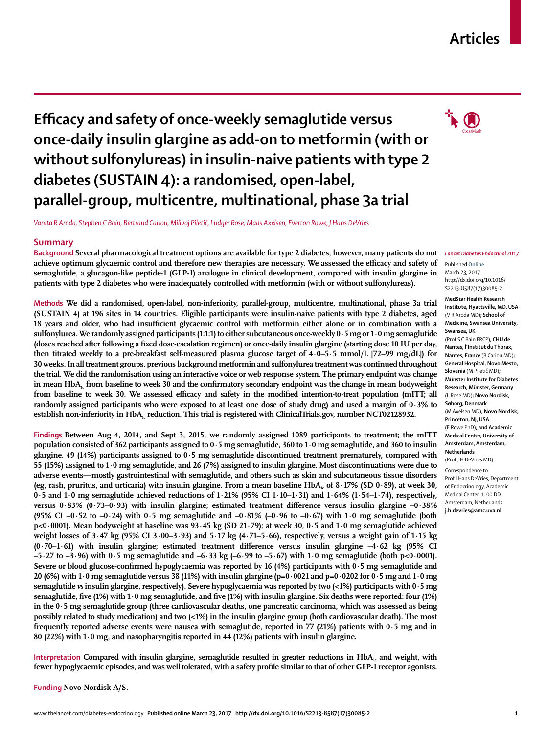# Efficacy and safety of once-weekly semaglutide versus once-daily insulin glargine as add-on to metformin (with or without sulfonylureas) in insulin-naive patients with type 2 diabetes (SUSTAIN 4): a randomised, open-label, parallel-group, multicentre, multinational, phase 3a trial

*Vanita R Aroda, Stephen C Bain, Bertrand Cariou, Milivoj Piletič, Ludger Rose, Mads Axelsen, Everton Rowe, J Hans DeVries*

## Summary

**Background** Several pharmacological treatment options are available for type 2 diabetes; however, many patients do not achieve optimum glycaemic control and therefore new therapies are necessary. We assessed the efficacy and safety of semaglutide, a glucagon-like peptide-1 (GLP-1) analogue in clinical development, compared with insulin glargine in patients with type 2 diabetes who were inadequately controlled with metformin (with or without sulfonylureas).

**Methods** We did a randomised, open-label, non-inferiority, parallel-group, multicentre, multinational, phase 3a trial (SUSTAIN 4) at 196 sites in 14 countries. Eligible participants were insulin-naive patients with type 2 diabetes, aged 18 years and older, who had insufficient glycaemic control with metformin either alone or in combination with a sulfonylurea. We randomly assigned participants (1:1:1) to either subcutaneous once-weekly 0·5 mg or 1·0 mg semaglutide (doses reached after following a fixed dose-escalation regimen) or once-daily insulin glargine (starting dose 10 IU per day, then titrated weekly to a pre-breakfast self-measured plasma glucose target of 4·0–5·5 mmol/L [72–99 mg/dL]) for 30 weeks. In all treatment groups, previous background metformin and sulfonylurea treatment was continued throughout the trial. We did the randomisation using an interactive voice or web response system. The primary endpoint was change in mean $HbA_{1c}$ from baseline to week 30 and the confirmatory secondary endpoint was the change in mean bodyweight from baseline to week 30. We assessed efficacy and safety in the modified intention-to-treat population (mITT; all randomly assigned participants who were exposed to at least one dose of study drug) and used a margin of 0·3% to establish non-inferiority in $HbA_{1c}$ reduction. This trial is registered with ClinicalTrials.gov, number NCT02128932.

**Findings** Between Aug 4, 2014, and Sept 3, 2015, we randomly assigned 1089 participants to treatment; the mITT population consisted of 362 participants assigned to 0·5 mg semaglutide, 360 to 1·0 mg semaglutide, and 360 to insulin glargine. 49 (14%) participants assigned to 0·5 mg semaglutide discontinued treatment prematurely, compared with 55 (15%) assigned to 1·0 mg semaglutide, and 26 (7%) assigned to insulin glargine. Most discontinuations were due to adverse events—mostly gastrointestinal with semaglutide, and others such as skin and subcutaneous tissue disorders (eg, rash, pruritus, and urticaria) with insulin glargine. From a mean baseline $HbA_{1c}$ of 8·17% (SD 0·89), at week 30, 0·5 and 1·0 mg semaglutide achieved reductions of 1·21% (95% CI 1·10–1·31) and 1·64% (1·54–1·74), respectively, versus 0·83% (0·73–0·93) with insulin glargine; estimated treatment difference versus insulin glargine –0·38% (95% CI –0·52 to –0·24) with 0·5 mg semaglutide and –0·81% (–0·96 to –0·67) with 1·0 mg semaglutide (both p<0·0001). Mean bodyweight at baseline was 93·45 kg (SD 21·79); at week 30, 0·5 and 1·0 mg semaglutide achieved weight losses of 3·47 kg (95% CI 3·00–3·93) and 5·17 kg (4·71–5·66), respectively, versus a weight gain of 1·15 kg (0·70–1·61) with insulin glargine; estimated treatment difference versus insulin glargine –4·62 kg (95% CI –5·27 to –3·96) with 0·5 mg semaglutide and –6·33 kg (–6·99 to –5·67) with 1·0 mg semaglutide (both p<0·0001). Severe or blood glucose-confirmed hypoglycaemia was reported by 16 (4%) participants with 0·5 mg semaglutide and 20 (6%) with 1·0 mg semaglutide versus 38 (11%) with insulin glargine (p=0·0021 and p=0·0202 for 0·5 mg and 1·0 mg semaglutide *vs* insulin glargine, respectively). Severe hypoglycaemia was reported by two (<1%) participants with 0·5 mg semaglutide, five (1%) with 1·0 mg semaglutide, and five (1%) with insulin glargine. Six deaths were reported: four (1%) in the 0·5 mg semaglutide group (three cardiovascular deaths, one pancreatic carcinoma, which was assessed as being possibly related to study medication) and two (<1%) in the insulin glargine group (both cardiovascular death). The most frequently reported adverse events were nausea with semaglutide, reported in 77 (21%) patients with 0·5 mg and in 80 (22%) with 1·0 mg, and nasopharyngitis reported in 44 (12%) patients with insulin glargine.

**Interpretation** Compared with insulin glargine, semaglutide resulted in greater reductions in $HbA_{1c}$ and weight, with fewer hypoglycaemic episodes, and was well tolerated, with a safety profile similar to that of other GLP-1 receptor agonists.

**Funding** Novo Nordisk A/S.

*Lancet Diabetes Endocrinol* 2017

Published Online March 23, 2017 http://dx.doi.org/10.1016/S2213-8587(17)30085-2

**MedStar Health Research Institute, Hyattsville, MD, USA** (V R Aroda MD); **School of Medicine, Swansea University, Swansea, UK** (Prof S C Bain FRCP); **CHU de Nantes, l'Institut du Thorax, Nantes, France** (B Cariou MD); **General Hospital, Novo Mesto, Slovenia** (M Piletič MD); **Münster Institute for Diabetes Research, Münster, Germany** (L Rose MD); **Novo Nordisk, Søborg, Denmark** (M Axelsen MD); **Novo Nordisk, Princeton, NJ, USA** (E Rowe PhD); **and Academic Medical Center, University of Amsterdam, Amsterdam, Netherlands** (Prof J H DeVries MD)

Correspondence to: Prof J Hans DeVries, Department of Endocrinology, Academic Medical Center, 1100 DD, Amsterdam, Netherlands **j.h.devries@amc.uva.nl**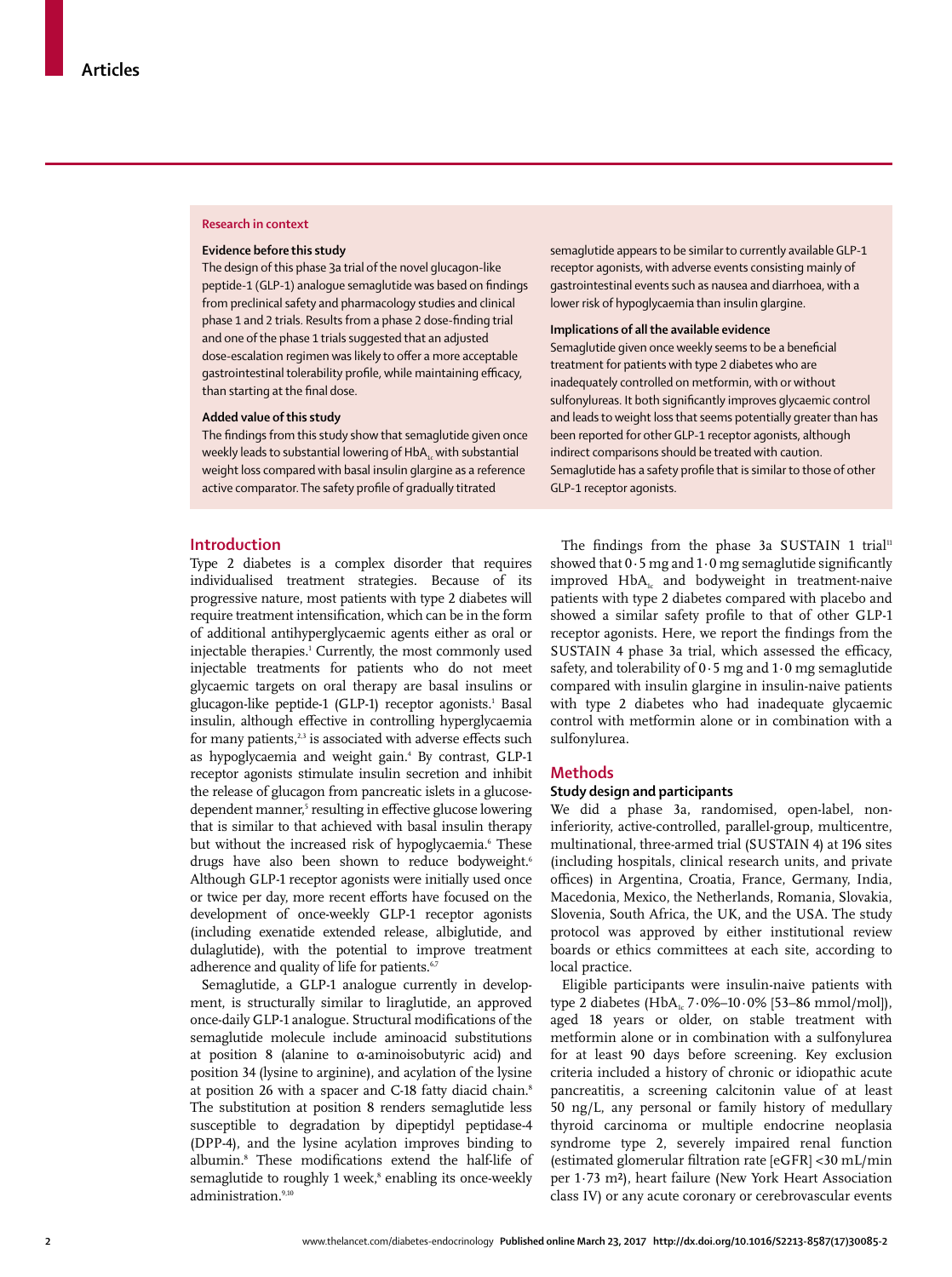## Research in context

**Evidence before this study**

The design of this phase 3a trial of the novel glucagon-like peptide-1 (GLP-1) analogue semaglutide was based on findings from preclinical safety and pharmacology studies and clinical phase 1 and 2 trials. Results from a phase 2 dose-finding trial and one of the phase 1 trials suggested that an adjusted dose-escalation regimen was likely to offer a more acceptable gastrointestinal tolerability profile, while maintaining efficacy, than starting at the final dose.

**Added value of this study**

The findings from this study show that semaglutide given once weekly leads to substantial lowering of $HbA_{1c}$ with substantial weight loss compared with basal insulin glargine as a reference active comparator. The safety profile of gradually titrated semaglutide appears to be similar to currently available GLP-1 receptor agonists, with adverse events consisting mainly of gastrointestinal events such as nausea and diarrhoea, with a lower risk of hypoglycaemia than insulin glargine.

**Implications of all the available evidence**

Semaglutide given once weekly seems to be a beneficial treatment for patients with type 2 diabetes who are inadequately controlled on metformin, with or without sulfonylureas. It both significantly improves glycaemic control and leads to weight loss that seems potentially greater than has been reported for other GLP-1 receptor agonists, although indirect comparisons should be treated with caution. Semaglutide has a safety profile that is similar to those of other GLP-1 receptor agonists.

## Introduction

Type 2 diabetes is a complex disorder that requires individualised treatment strategies. Because of its progressive nature, most patients with type 2 diabetes will require treatment intensification, which can be in the form of additional antihyperglycaemic agents either as oral or injectable therapies.[1] Currently, the most commonly used injectable treatments for patients who do not meet glycaemic targets on oral therapy are basal insulins or glucagon-like peptide-1 (GLP-1) receptor agonists.[1] Basal insulin, although effective in controlling hyperglycaemia for many patients,[2,3] is associated with adverse effects such as hypoglycaemia and weight gain.[4] By contrast, GLP-1 receptor agonists stimulate insulin secretion and inhibit the release of glucagon from pancreatic islets in a glucose-dependent manner,[5] resulting in effective glucose lowering that is similar to that achieved with basal insulin therapy but without the increased risk of hypoglycaemia.[6] These drugs have also been shown to reduce bodyweight.[6] Although GLP-1 receptor agonists were initially used once or twice per day, more recent efforts have focused on the development of once-weekly GLP-1 receptor agonists (including exenatide extended release, albiglutide, and dulaglutide), with the potential to improve treatment adherence and quality of life for patients.[6,7]

Semaglutide, a GLP-1 analogue currently in development, is structurally similar to liraglutide, an approved once-daily GLP-1 analogue. Structural modifications of the semaglutide molecule include aminoacid substitutions at position 8 (alanine to α-aminoisobutyric acid) and position 34 (lysine to arginine), and acylation of the lysine at position 26 with a spacer and C-18 fatty diacid chain.[8] The substitution at position 8 renders semaglutide less susceptible to degradation by dipeptidyl peptidase-4 (DPP-4), and the lysine acylation improves binding to albumin.[8] These modifications extend the half-life of semaglutide to roughly 1 week,[8] enabling its once-weekly administration.[9,10]

The findings from the phase 3a SUSTAIN 1 trial[11] showed that 0·5 mg and 1·0 mg semaglutide significantly improved $HbA_{1c}$ and bodyweight in treatment-naive patients with type 2 diabetes compared with placebo and showed a similar safety profile to that of other GLP-1 receptor agonists. Here, we report the findings from the SUSTAIN 4 phase 3a trial, which assessed the efficacy, safety, and tolerability of 0·5 mg and 1·0 mg semaglutide compared with insulin glargine in insulin-naive patients with type 2 diabetes who had inadequate glycaemic control with metformin alone or in combination with a sulfonylurea.

## Methods

### Study design and participants

We did a phase 3a, randomised, open-label, non-inferiority, active-controlled, parallel-group, multicentre, multinational, three-armed trial (SUSTAIN 4) at 196 sites (including hospitals, clinical research units, and private offices) in Argentina, Croatia, France, Germany, India, Macedonia, Mexico, the Netherlands, Romania, Slovakia, Slovenia, South Africa, the UK, and the USA. The study protocol was approved by either institutional review boards or ethics committees at each site, according to local practice.

Eligible participants were insulin-naive patients with type 2 diabetes ($HbA_{1c}$ 7·0%–10·0% [53–86 mmol/mol]), aged 18 years or older, on stable treatment with metformin alone or in combination with a sulfonylurea for at least 90 days before screening. Key exclusion criteria included a history of chronic or idiopathic acute pancreatitis, a screening calcitonin value of at least 50 ng/L, any personal or family history of medullary thyroid carcinoma or multiple endocrine neoplasia syndrome type 2, severely impaired renal function (estimated glomerular filtration rate [eGFR] <30 mL/min per 1·73 m²), heart failure (New York Heart Association class IV) or any acute coronary or cerebrovascular events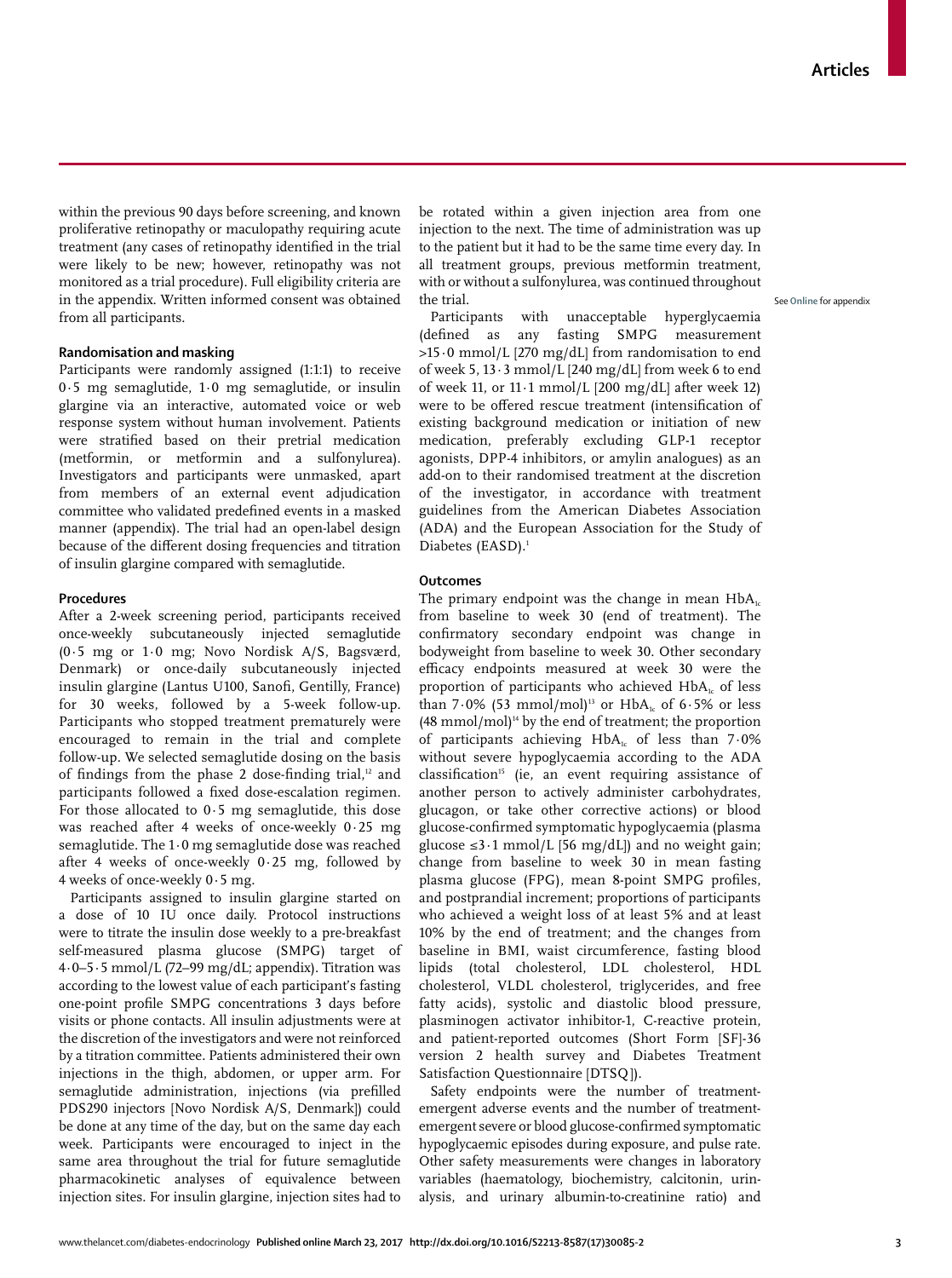within the previous 90 days before screening, and known proliferative retinopathy or maculopathy requiring acute treatment (any cases of retinopathy identified in the trial were likely to be new; however, retinopathy was not monitored as a trial procedure). Full eligibility criteria are in the appendix. Written informed consent was obtained from all participants.

### Randomisation and masking

Participants were randomly assigned (1:1:1) to receive 0·5 mg semaglutide, 1·0 mg semaglutide, or insulin glargine via an interactive, automated voice or web response system without human involvement. Patients were stratified based on their pretrial medication (metformin, or metformin and a sulfonylurea). Investigators and participants were unmasked, apart from members of an external event adjudication committee who validated predefined events in a masked manner (appendix). The trial had an open-label design because of the different dosing frequencies and titration of insulin glargine compared with semaglutide.

### Procedures

After a 2-week screening period, participants received once-weekly subcutaneously injected semaglutide (0·5 mg or 1·0 mg; Novo Nordisk A/S, Bagsværd, Denmark) or once-daily subcutaneously injected insulin glargine (Lantus U100, Sanofi, Gentilly, France) for 30 weeks, followed by a 5-week follow-up. Participants who stopped treatment prematurely were encouraged to remain in the trial and complete follow-up. We selected semaglutide dosing on the basis of findings from the phase 2 dose-finding trial,[12] and participants followed a fixed dose-escalation regimen. For those allocated to 0·5 mg semaglutide, this dose was reached after 4 weeks of once-weekly 0·25 mg semaglutide. The 1·0 mg semaglutide dose was reached after 4 weeks of once-weekly 0·25 mg, followed by 4 weeks of once-weekly 0·5 mg.

Participants assigned to insulin glargine started on a dose of 10 IU once daily. Protocol instructions were to titrate the insulin dose weekly to a pre-breakfast self-measured plasma glucose (SMPG) target of 4·0–5·5 mmol/L (72–99 mg/dL; appendix). Titration was according to the lowest value of each participant's fasting one-point profile SMPG concentrations 3 days before visits or phone contacts. All insulin adjustments were at the discretion of the investigators and were not reinforced by a titration committee. Patients administered their own injections in the thigh, abdomen, or upper arm. For semaglutide administration, injections (via prefilled PDS290 injectors [Novo Nordisk A/S, Denmark]) could be done at any time of the day, but on the same day each week. Participants were encouraged to inject in the same area throughout the trial for future semaglutide pharmacokinetic analyses of equivalence between injection sites. For insulin glargine, injection sites had to be rotated within a given injection area from one injection to the next. The time of administration was up to the patient but it had to be the same time every day. In all treatment groups, previous metformin treatment, with or without a sulfonylurea, was continued throughout the trial.

See Online for appendix

Participants with unacceptable hyperglycaemia (defined as any fasting SMPG measurement >15·0 mmol/L [270 mg/dL] from randomisation to end of week 5, 13·3 mmol/L [240 mg/dL] from week 6 to end of week 11, or 11·1 mmol/L [200 mg/dL] after week 12) were to be offered rescue treatment (intensification of existing background medication or initiation of new medication, preferably excluding GLP-1 receptor agonists, DPP-4 inhibitors, or amylin analogues) as an add-on to their randomised treatment at the discretion of the investigator, in accordance with treatment guidelines from the American Diabetes Association (ADA) and the European Association for the Study of Diabetes (EASD).[1]

### Outcomes

The primary endpoint was the change in mean $HbA_{1c}$ from baseline to week 30 (end of treatment). The confirmatory secondary endpoint was change in bodyweight from baseline to week 30. Other secondary efficacy endpoints measured at week 30 were the proportion of participants who achieved $HbA_{1c}$ of less than 7·0% (53 mmol/mol)[13] or $HbA_{1c}$ of 6·5% or less (48 mmol/mol)[14] by the end of treatment; the proportion of participants achieving $HbA_{1c}$ of less than 7·0% without severe hypoglycaemia according to the ADA classification[15] (ie, an event requiring assistance of another person to actively administer carbohydrates, glucagon, or take other corrective actions) or blood glucose-confirmed symptomatic hypoglycaemia (plasma glucose ≤3·1 mmol/L [56 mg/dL]) and no weight gain; change from baseline to week 30 in mean fasting plasma glucose (FPG), mean 8-point SMPG profiles, and postprandial increment; proportions of participants who achieved a weight loss of at least 5% and at least 10% by the end of treatment; and the changes from baseline in BMI, waist circumference, fasting blood lipids (total cholesterol, LDL cholesterol, HDL cholesterol, VLDL cholesterol, triglycerides, and free fatty acids), systolic and diastolic blood pressure, plasminogen activator inhibitor-1, C-reactive protein, and patient-reported outcomes (Short Form [SF]-36 version 2 health survey and Diabetes Treatment Satisfaction Questionnaire [DTSQ]).

Safety endpoints were the number of treatment-emergent adverse events and the number of treatment-emergent severe or blood glucose-confirmed symptomatic hypoglycaemic episodes during exposure, and pulse rate. Other safety measurements were changes in laboratory variables (haematology, biochemistry, calcitonin, urinalysis, and urinary albumin-to-creatinine ratio) and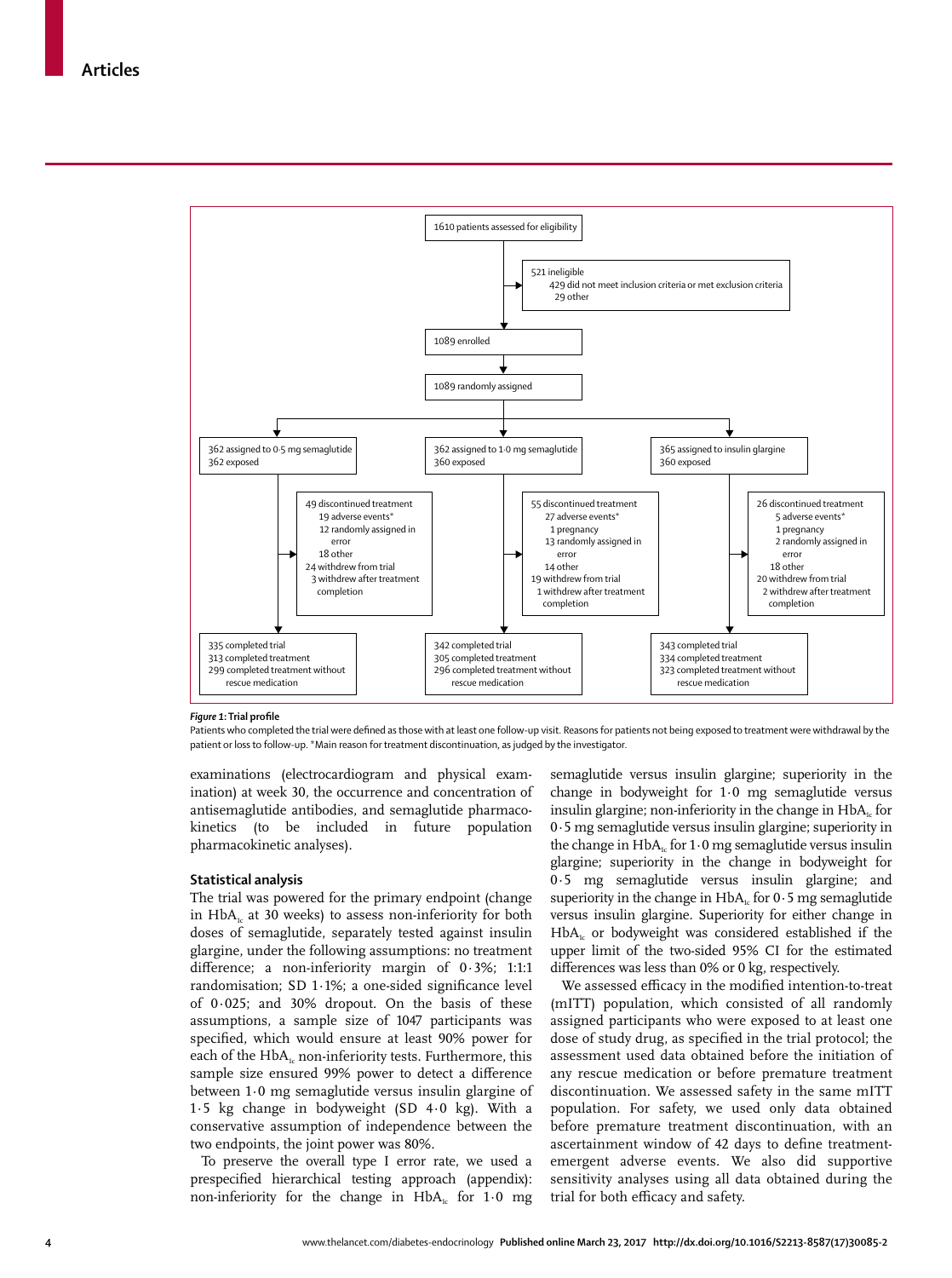1610 patients assessed for eligibility

521 ineligible
- 429 did not meet inclusion criteria or met exclusion criteria
- 29 other

1089 enrolled

1089 randomly assigned

| 0·5 mg semaglutide | 1·0 mg semaglutide | Insulin glargine |
|---|---|---|
| 362 assigned to 0·5 mg semaglutide; 362 exposed | 362 assigned to 1·0 mg semaglutide; 360 exposed | 365 assigned to insulin glargine; 360 exposed |
| 49 discontinued treatment: 19 adverse events*; 12 randomly assigned in error; 18 other | 55 discontinued treatment: 27 adverse events*; 1 pregnancy; 13 randomly assigned in error; 14 other | 26 discontinued treatment: 5 adverse events*; 1 pregnancy; 2 randomly assigned in error; 18 other |
| 24 withdrew from trial; 3 withdrew after treatment completion | 19 withdrew from trial; 1 withdrew after treatment completion | 20 withdrew from trial; 2 withdrew after treatment completion |
| 335 completed trial; 313 completed treatment; 299 completed treatment without rescue medication | 342 completed trial; 305 completed treatment; 296 completed treatment without rescue medication | 343 completed trial; 334 completed treatment; 323 completed treatment without rescue medication |

***Figure 1*: Trial profile**

Patients who completed the trial were defined as those with at least one follow-up visit. Reasons for patients not being exposed to treatment were withdrawal by the patient or loss to follow-up. *Main reason for treatment discontinuation, as judged by the investigator.

examinations (electrocardiogram and physical examination) at week 30, the occurrence and concentration of antisemaglutide antibodies, and semaglutide pharmacokinetics (to be included in future population pharmacokinetic analyses).

### Statistical analysis

The trial was powered for the primary endpoint (change in $HbA_{1c}$ at 30 weeks) to assess non-inferiority for both doses of semaglutide, separately tested against insulin glargine, under the following assumptions: no treatment difference; a non-inferiority margin of 0·3%; 1:1:1 randomisation; SD 1·1%; a one-sided significance level of 0·025; and 30% dropout. On the basis of these assumptions, a sample size of 1047 participants was specified, which would ensure at least 90% power for each of the $HbA_{1c}$ non-inferiority tests. Furthermore, this sample size ensured 99% power to detect a difference between 1·0 mg semaglutide versus insulin glargine of 1·5 kg change in bodyweight (SD 4·0 kg). With a conservative assumption of independence between the two endpoints, the joint power was 80%.

To preserve the overall type I error rate, we used a prespecified hierarchical testing approach (appendix): non-inferiority for the change in $HbA_{1c}$ for 1·0 mg semaglutide versus insulin glargine; superiority in the change in bodyweight for 1·0 mg semaglutide versus insulin glargine; non-inferiority in the change in $HbA_{1c}$ for 0·5 mg semaglutide versus insulin glargine; superiority in the change in $HbA_{1c}$ for 1·0 mg semaglutide versus insulin glargine; superiority in the change in bodyweight for 0·5 mg semaglutide versus insulin glargine; and superiority in the change in $HbA_{1c}$ for 0·5 mg semaglutide versus insulin glargine. Superiority for either change in $HbA_{1c}$ or bodyweight was considered established if the upper limit of the two-sided 95% CI for the estimated differences was less than 0% or 0 kg, respectively.

We assessed efficacy in the modified intention-to-treat (mITT) population, which consisted of all randomly assigned participants who were exposed to at least one dose of study drug, as specified in the trial protocol; the assessment used data obtained before the initiation of any rescue medication or before premature treatment discontinuation. We assessed safety in the same mITT population. For safety, we used only data obtained before premature treatment discontinuation, with an ascertainment window of 42 days to define treatment-emergent adverse events. We also did supportive sensitivity analyses using all data obtained during the trial for both efficacy and safety.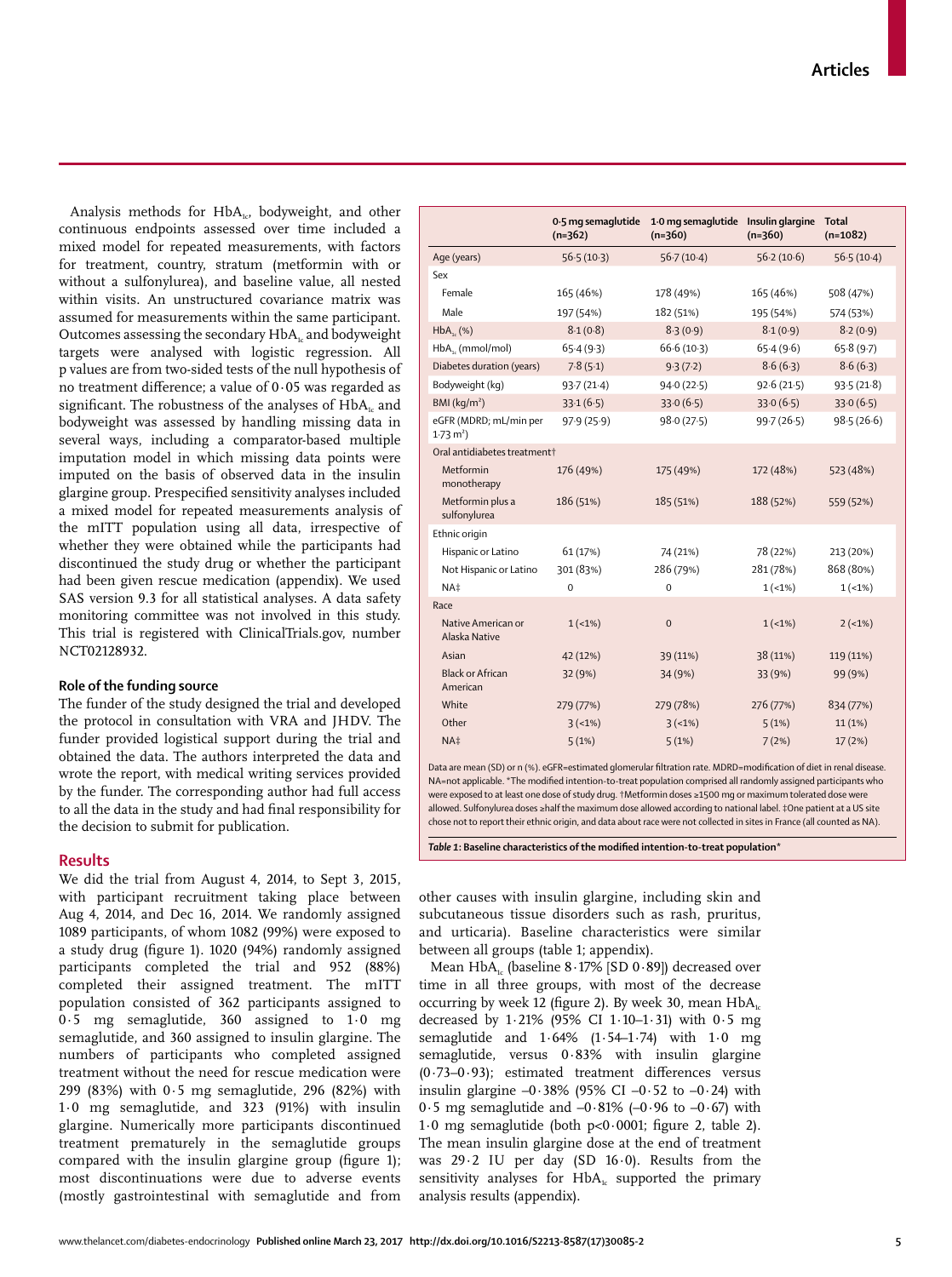Analysis methods for $HbA_{1c}$, bodyweight, and other continuous endpoints assessed over time included a mixed model for repeated measurements, with factors for treatment, country, stratum (metformin with or without a sulfonylurea), and baseline value, all nested within visits. An unstructured covariance matrix was assumed for measurements within the same participant. Outcomes assessing the secondary $HbA_{1c}$ and bodyweight targets were analysed with logistic regression. All p values are from two-sided tests of the null hypothesis of no treatment difference; a value of 0·05 was regarded as significant. The robustness of the analyses of $HbA_{1c}$ and bodyweight was assessed by handling missing data in several ways, including a comparator-based multiple imputation model in which missing data points were imputed on the basis of observed data in the insulin glargine group. Prespecified sensitivity analyses included a mixed model for repeated measurements analysis of the mITT population using all data, irrespective of whether they were obtained while the participants had discontinued the study drug or whether the participant had been given rescue medication (appendix). We used SAS version 9.3 for all statistical analyses. A data safety monitoring committee was not involved in this study. This trial is registered with ClinicalTrials.gov, number NCT02128932.

### Role of the funding source

The funder of the study designed the trial and developed the protocol in consultation with VRA and JHDV. The funder provided logistical support during the trial and obtained the data. The authors interpreted the data and wrote the report, with medical writing services provided by the funder. The corresponding author had full access to all the data in the study and had final responsibility for the decision to submit for publication.

## Results

We did the trial from August 4, 2014, to Sept 3, 2015, with participant recruitment taking place between Aug 4, 2014, and Dec 16, 2014. We randomly assigned 1089 participants, of whom 1082 (99%) were exposed to a study drug (figure 1). 1020 (94%) randomly assigned participants completed the trial and 952 (88%) completed their assigned treatment. The mITT population consisted of 362 participants assigned to 0·5 mg semaglutide, 360 assigned to 1·0 mg semaglutide, and 360 assigned to insulin glargine. The numbers of participants who completed assigned treatment without the need for rescue medication were 299 (83%) with 0·5 mg semaglutide, 296 (82%) with 1·0 mg semaglutide, and 323 (91%) with insulin glargine. Numerically more participants discontinued treatment prematurely in the semaglutide groups compared with the insulin glargine group (figure 1); most discontinuations were due to adverse events (mostly gastrointestinal with semaglutide and from other causes with insulin glargine, including skin and subcutaneous tissue disorders such as rash, pruritus, and urticaria). Baseline characteristics were similar between all groups (table 1; appendix).

| | 0·5 mg semaglutide (n=362) | 1·0 mg semaglutide (n=360) | Insulin glargine (n=360) | Total (n=1082) |
|---|---|---|---|---|
| Age (years) | 56·5 (10·3) | 56·7 (10·4) | 56·2 (10·6) | 56·5 (10·4) |
| Sex | | | | |
| Female | 165 (46%) | 178 (49%) | 165 (46%) | 508 (47%) |
| Male | 197 (54%) | 182 (51%) | 195 (54%) | 574 (53%) |
| $HbA_{1c}$ (%) | 8·1 (0·8) | 8·3 (0·9) | 8·1 (0·9) | 8·2 (0·9) |
| $HbA_{1c}$ (mmol/mol) | 65·4 (9·3) | 66·6 (10·3) | 65·4 (9·6) | 65·8 (9·7) |
| Diabetes duration (years) | 7·8 (5·1) | 9·3 (7·2) | 8·6 (6·3) | 8·6 (6·3) |
| Bodyweight (kg) | 93·7 (21·4) | 94·0 (22·5) | 92·6 (21·5) | 93·5 (21·8) |
| BMI (kg/m²) | 33·1 (6·5) | 33·0 (6·5) | 33·0 (6·5) | 33·0 (6·5) |
| eGFR (MDRD; mL/min per 1·73 m²) | 97·9 (25·9) | 98·0 (27·5) | 99·7 (26·5) | 98·5 (26·6) |
| Oral antidiabetes treatment† | | | | |
| Metformin monotherapy | 176 (49%) | 175 (49%) | 172 (48%) | 523 (48%) |
| Metformin plus a sulfonylurea | 186 (51%) | 185 (51%) | 188 (52%) | 559 (52%) |
| Ethnic origin | | | | |
| Hispanic or Latino | 61 (17%) | 74 (21%) | 78 (22%) | 213 (20%) |
| Not Hispanic or Latino | 301 (83%) | 286 (79%) | 281 (78%) | 868 (80%) |
| NA‡ | 0 | 0 | 1 (<1%) | 1 (<1%) |
| Race | | | | |
| Native American or Alaska Native | 1 (<1%) | 0 | 1 (<1%) | 2 (<1%) |
| Asian | 42 (12%) | 39 (11%) | 38 (11%) | 119 (11%) |
| Black or African American | 32 (9%) | 34 (9%) | 33 (9%) | 99 (9%) |
| White | 279 (77%) | 279 (78%) | 276 (77%) | 834 (77%) |
| Other | 3 (<1%) | 3 (<1%) | 5 (1%) | 11 (1%) |
| NA‡ | 5 (1%) | 5 (1%) | 7 (2%) | 17 (2%) |

Data are mean (SD) or n (%). eGFR=estimated glomerular filtration rate. MDRD=modification of diet in renal disease. NA=not applicable. *The modified intention-to-treat population comprised all randomly assigned participants who were exposed to at least one dose of study drug. †Metformin doses ≥1500 mg or maximum tolerated dose were allowed. Sulfonylurea doses ≥half the maximum dose allowed according to national label. ‡One patient at a US site chose not to report their ethnic origin, and data about race were not collected in sites in France (all counted as NA).

*Table 1*: **Baseline characteristics of the modified intention-to-treat population***

Mean $HbA_{1c}$ (baseline 8·17% [SD 0·89]) decreased over time in all three groups, with most of the decrease occurring by week 12 (figure 2). By week 30, mean $HbA_{1c}$ decreased by 1·21% (95% CI 1·10–1·31) with 0·5 mg semaglutide and 1·64% (1·54–1·74) with 1·0 mg semaglutide, versus 0·83% with insulin glargine (0·73–0·93); estimated treatment differences versus insulin glargine –0·38% (95% CI –0·52 to –0·24) with 0·5 mg semaglutide and –0·81% (–0·96 to –0·67) with 1·0 mg semaglutide (both p<0·0001; figure 2, table 2). The mean insulin glargine dose at the end of treatment was 29·2 IU per day (SD 16·0). Results from the sensitivity analyses for $HbA_{1c}$ supported the primary analysis results (appendix).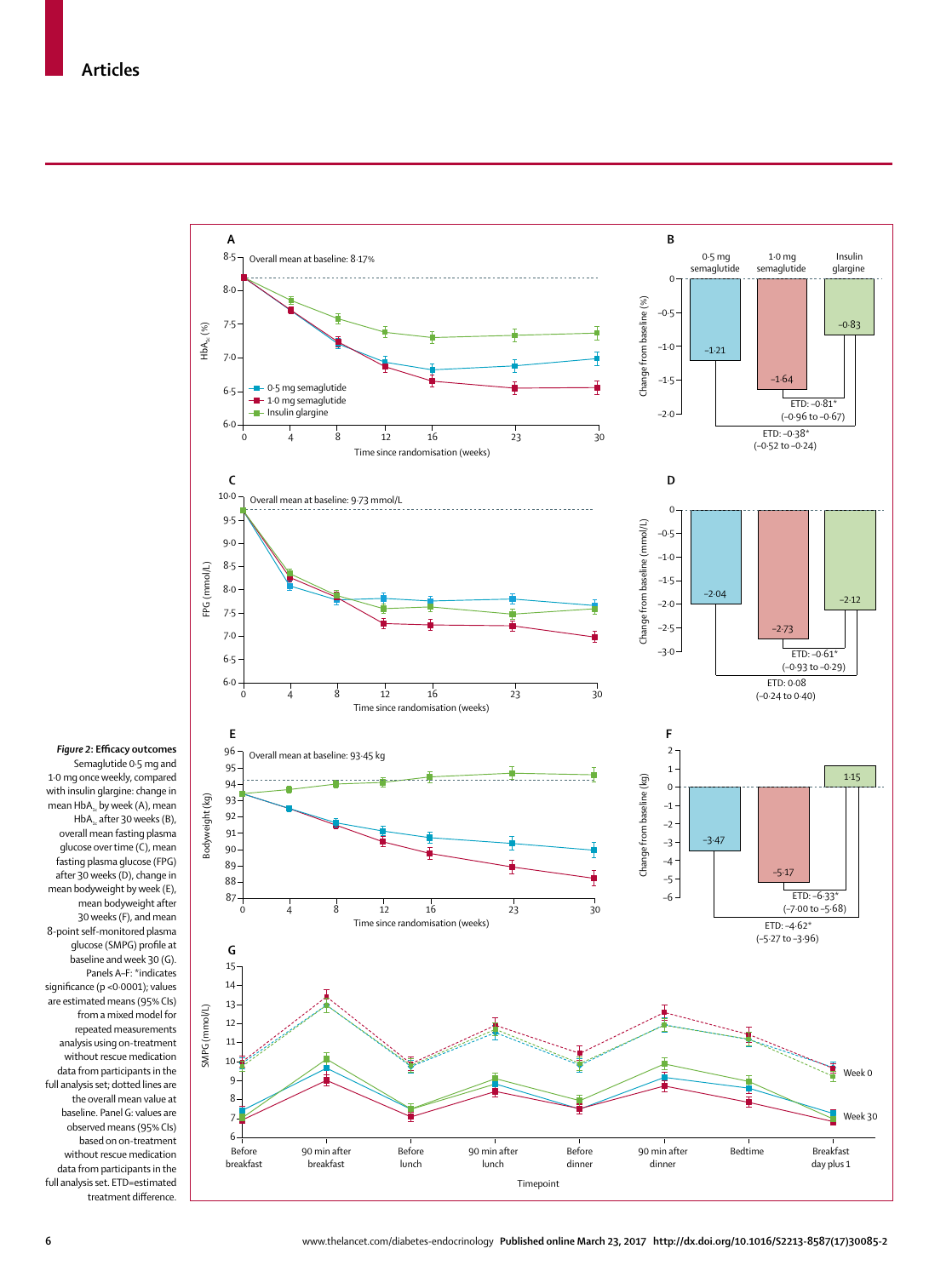**Figure 2: Efficacy outcomes**

Semaglutide 0·5 mg and 1·0 mg once weekly, compared with insulin glargine: change in mean $HbA_{1c}$ by week (A), mean $HbA_{1c}$ after 30 weeks (B), overall mean fasting plasma glucose over time (C), mean fasting plasma glucose (FPG) after 30 weeks (D), change in mean bodyweight by week (E), mean bodyweight after 30 weeks (F), and mean 8-point self-monitored plasma glucose (SMPG) profile at baseline and week 30 (G). Panels A–F: *indicates significance (p <0·0001); values are estimated means (95% CIs) from a mixed model for repeated measurements analysis using on-treatment without rescue medication data from participants in the full analysis set; dotted lines are the overall mean value at baseline. Panel G: values are observed means (95% CIs) based on on-treatment without rescue medication data from participants in the full analysis set. ETD=estimated treatment difference.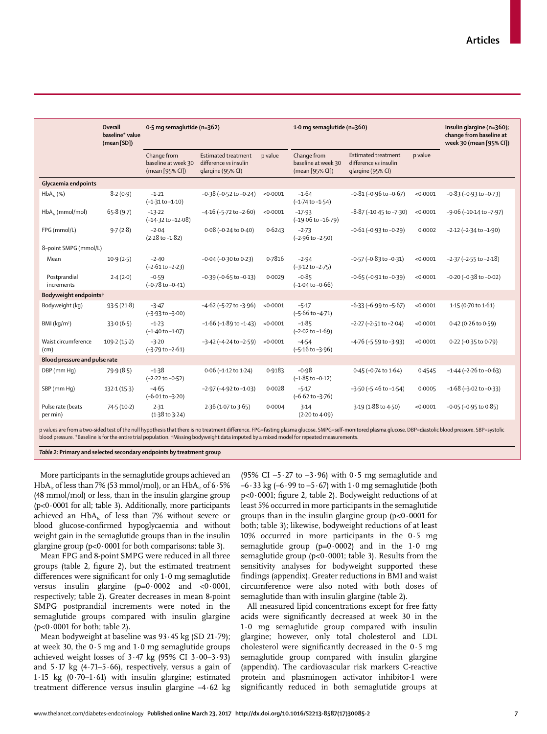| | Overall baseline* value (mean [SD]) | 0·5 mg semaglutide (n=362) | | | 1·0 mg semaglutide (n=360) | | | Insulin glargine (n=360); change from baseline at week 30 (mean [95% CI]) |
|---|---|---|---|---|---|---|---|---|
| | | Change from baseline at week 30 (mean [95% CI]) | Estimated treatment difference *vs* insulin glargine (95% CI) | p value | Change from baseline at week 30 (mean [95% CI]) | Estimated treatment difference *vs* insulin glargine (95% CI) | p value | |
| **Glycaemia endpoints** | | | | | | | | |
| $HbA_{1c}$ (%) | 8·2 (0·9) | −1·21 (−1·31 to −1·10) | −0·38 (−0·52 to −0·24) | <0·0001 | −1·64 (−1·74 to −1·54) | −0·81 (−0·96 to −0·67) | <0·0001 | −0·83 (−0·93 to −0·73) |
| $HbA_{1c}$ (mmol/mol) | 65·8 (9·7) | −13·22 (−14·32 to −12·08) | −4·16 (−5·72 to −2·60) | <0·0001 | −17·93 (−19·06 to −16·79) | −8·87 (−10·45 to −7·30) | <0·0001 | −9·06 (−10·14 to −7·97) |
| FPG (mmol/L) | 9·7 (2·8) | −2·04 (2·28 to −1·82) | 0·08 (−0·24 to 0·40) | 0·6243 | −2·73 (−2·96 to −2·50) | −0·61 (−0·93 to −0·29) | 0·0002 | −2·12 (−2·34 to −1·90) |
| 8-point SMPG (mmol/L) | | | | | | | | |
| Mean | 10·9 (2·5) | −2·40 (−2·61 to −2·23) | −0·04 (−0·30 to 0·23) | 0·7816 | −2·94 (−3·12 to −2·75) | −0·57 (−0·83 to −0·31) | <0·0001 | −2·37 (−2·55 to −2·18) |
| Postprandial increments | 2·4 (2·0) | −0·59 (−0·78 to −0·41) | −0·39 (−0·65 to −0·13) | 0·0029 | −0·85 (−1·04 to −0·66) | −0·65 (−0·91 to −0·39) | <0·0001 | −0·20 (−0·38 to −0·02) |
| **Bodyweight endpoints†** | | | | | | | | |
| Bodyweight (kg) | 93·5 (21·8) | −3·47 (−3·93 to −3·00) | −4·62 (−5·27 to −3·96) | <0·0001 | −5·17 (−5·66 to −4·71) | −6·33 (−6·99 to −5·67) | <0·0001 | 1·15 (0·70 to 1·61) |
| BMI (kg/m²) | 33·0 (6·5) | −1·23 (−1·40 to −1·07) | −1·66 (−1·89 to −1·43) | <0·0001 | −1·85 (−2·02 to −1·69) | −2·27 (−2·51 to −2·04) | <0·0001 | 0·42 (0·26 to 0·59) |
| Waist circumference (cm) | 109·2 (15·2) | −3·20 (−3·79 to −2·61) | −3·42 (−4·24 to −2·59) | <0·0001 | −4·54 (−5·16 to −3·96) | −4·76 (−5·59 to −3·93) | <0·0001 | 0·22 (−0·35 to 0·79) |
| **Blood pressure and pulse rate** | | | | | | | | |
| DBP (mm Hg) | 79·9 (8·5) | −1·38 (−2·22 to −0·52) | 0·06 (−1·12 to 1·24) | 0·9183 | −0·98 (−1·85 to −0·12) | 0·45 (−0·74 to 1·64) | 0·4545 | −1·44 (−2·26 to −0·63) |
| SBP (mm Hg) | 132·1 (15·3) | −4·65 (−6·01 to −3·20) | −2·97 (−4·92 to −1·03) | 0·0028 | −5·17 (−6·62 to −3·76) | −3·50 (−5·46 to −1·54) | 0·0005 | −1·68 (−3·02 to −0·33) |
| Pulse rate (beats per min) | 74·5 (10·2) | 2·31 (1·38 to 3·24) | 2·36 (1·07 to 3·65) | 0·0004 | 3·14 (2·20 to 4·09) | 3·19 (1·88 to 4·50) | <0·0001 | −0·05 (−0·95 to 0·85) |

p values are from a two-sided test of the null hypothesis that there is no treatment difference. FPG=fasting plasma glucose. SMPG=self-monitored plasma glucose. DBP=diastolic blood pressure. SBP=systolic blood pressure. *Baseline is for the entire trial population. †Missing bodyweight data imputed by a mixed model for repeated measurements.

*Table 2*: **Primary and selected secondary endpoints by treatment group**

More participants in the semaglutide groups achieved an $HbA_{1c}$ of less than 7% (53 mmol/mol), or an $HbA_{1c}$ of 6·5% (48 mmol/mol) or less, than in the insulin glargine group (p<0·0001 for all; table 3). Additionally, more participants achieved an $HbA_{1c}$ of less than 7% without severe or blood glucose-confirmed hypoglycaemia and without weight gain in the semaglutide groups than in the insulin glargine group (p<0·0001 for both comparisons; table 3).

Mean FPG and 8-point SMPG were reduced in all three groups (table 2, figure 2), but the estimated treatment differences were significant for only 1·0 mg semaglutide versus insulin glargine (p=0·0002 and <0·0001, respectively; table 2). Greater decreases in mean 8-point SMPG postprandial increments were noted in the semaglutide groups compared with insulin glargine (p<0·0001 for both; table 2).

Mean bodyweight at baseline was 93·45 kg (SD 21·79); at week 30, the 0·5 mg and 1·0 mg semaglutide groups achieved weight losses of 3·47 kg (95% CI 3·00–3·93) and 5·17 kg (4·71–5·66), respectively, versus a gain of 1·15 kg (0·70–1·61) with insulin glargine; estimated treatment difference versus insulin glargine –4·62 kg (95% CI –5·27 to –3·96) with 0·5 mg semaglutide and –6·33 kg (–6·99 to –5·67) with 1·0 mg semaglutide (both p<0·0001; figure 2, table 2). Bodyweight reductions of at least 5% occurred in more participants in the semaglutide groups than in the insulin glargine group (p<0·0001 for both; table 3); likewise, bodyweight reductions of at least 10% occurred in more participants in the 0·5 mg semaglutide group (p=0·0002) and in the 1·0 mg semaglutide group (p<0·0001; table 3). Results from the sensitivity analyses for bodyweight supported these findings (appendix). Greater reductions in BMI and waist circumference were also noted with both doses of semaglutide than with insulin glargine (table 2).

All measured lipid concentrations except for free fatty acids were significantly decreased at week 30 in the 1·0 mg semaglutide group compared with insulin glargine; however, only total cholesterol and LDL cholesterol were significantly decreased in the 0·5 mg semaglutide group compared with insulin glargine (appendix). The cardiovascular risk markers C-reactive protein and plasminogen activator inhibitor-1 were significantly reduced in both semaglutide groups at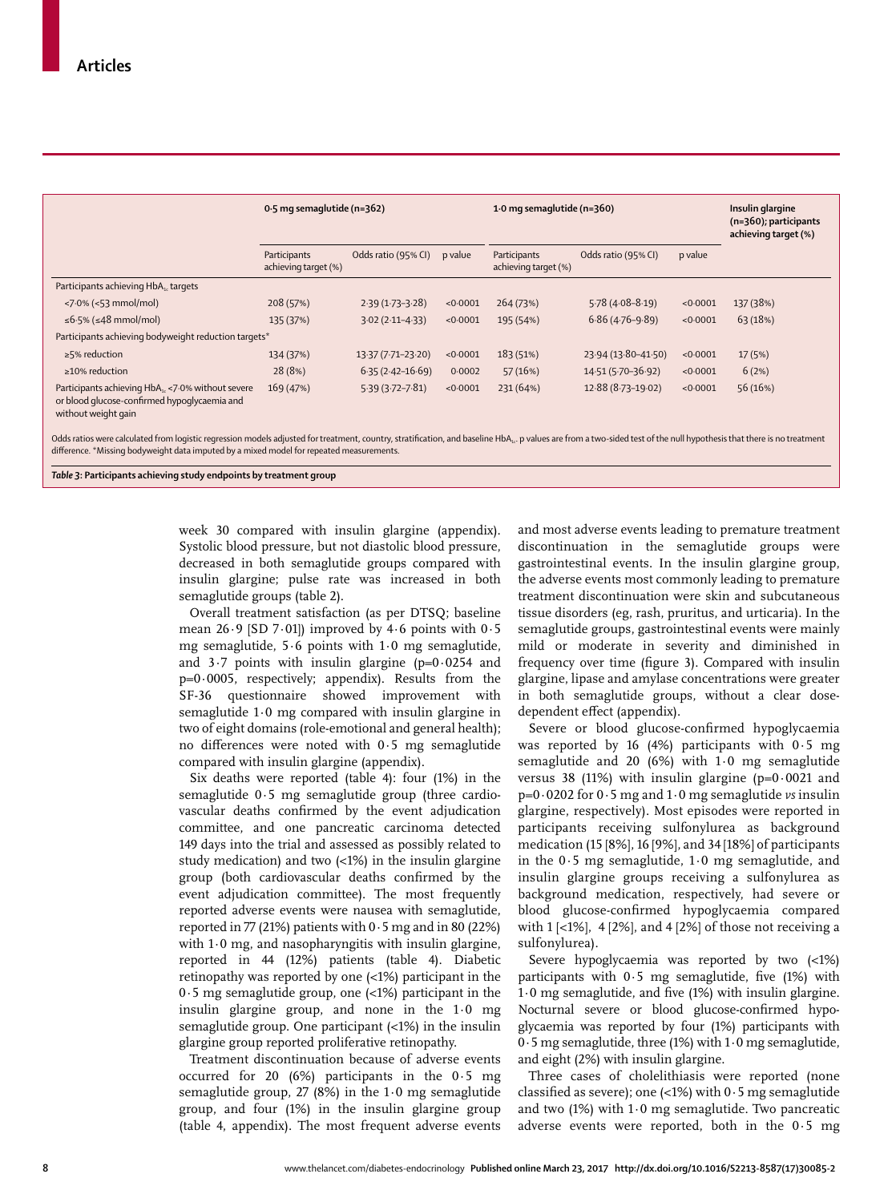| | 0·5 mg semaglutide (n=362) | | | 1·0 mg semaglutide (n=360) | | | Insulin glargine (n=360); participants achieving target (%) |
|---|---|---|---|---|---|---|---|
| | Participants achieving target (%) | Odds ratio (95% CI) | p value | Participants achieving target (%) | Odds ratio (95% CI) | p value | |
| Participants achieving $HbA_{1c}$ targets | | | | | | | |
| <7·0% (<53 mmol/mol) | 208 (57%) | 2·39 (1·73–3·28) | <0·0001 | 264 (73%) | 5·78 (4·08–8·19) | <0·0001 | 137 (38%) |
| ≤6·5% (≤48 mmol/mol) | 135 (37%) | 3·02 (2·11–4·33) | <0·0001 | 195 (54%) | 6·86 (4·76–9·89) | <0·0001 | 63 (18%) |
| Participants achieving bodyweight reduction targets* | | | | | | | |
| ≥5% reduction | 134 (37%) | 13·37 (7·71–23·20) | <0·0001 | 183 (51%) | 23·94 (13·80–41·50) | <0·0001 | 17 (5%) |
| ≥10% reduction | 28 (8%) | 6·35 (2·42–16·69) | 0·0002 | 57 (16%) | 14·51 (5·70–36·92) | <0·0001 | 6 (2%) |
| Participants achieving $HbA_{1c}$ <7·0% without severe or blood glucose-confirmed hypoglycaemia and without weight gain | 169 (47%) | 5·39 (3·72–7·81) | <0·0001 | 231 (64%) | 12·88 (8·73–19·02) | <0·0001 | 56 (16%) |

Odds ratios were calculated from logistic regression models adjusted for treatment, country, stratification, and baseline $HbA_{1c}$. p values are from a two-sided test of the null hypothesis that there is no treatment difference. *Missing bodyweight data imputed by a mixed model for repeated measurements.

*Table 3:* **Participants achieving study endpoints by treatment group**

week 30 compared with insulin glargine (appendix). Systolic blood pressure, but not diastolic blood pressure, decreased in both semaglutide groups compared with insulin glargine; pulse rate was increased in both semaglutide groups (table 2).

Overall treatment satisfaction (as per DTSQ; baseline mean 26·9 [SD 7·01]) improved by 4·6 points with 0·5 mg semaglutide, 5·6 points with 1·0 mg semaglutide, and 3·7 points with insulin glargine (p=0·0254 and p=0·0005, respectively; appendix). Results from the SF-36 questionnaire showed improvement with semaglutide 1·0 mg compared with insulin glargine in two of eight domains (role-emotional and general health); no differences were noted with 0·5 mg semaglutide compared with insulin glargine (appendix).

Six deaths were reported (table 4): four (1%) in the semaglutide 0·5 mg semaglutide group (three cardiovascular deaths confirmed by the event adjudication committee, and one pancreatic carcinoma detected 149 days into the trial and assessed as possibly related to study medication) and two (<1%) in the insulin glargine group (both cardiovascular deaths confirmed by the event adjudication committee). The most frequently reported adverse events were nausea with semaglutide, reported in 77 (21%) patients with 0·5 mg and in 80 (22%) with 1·0 mg, and nasopharyngitis with insulin glargine, reported in 44 (12%) patients (table 4). Diabetic retinopathy was reported by one (<1%) participant in the 0·5 mg semaglutide group, one (<1%) participant in the insulin glargine group, and none in the 1·0 mg semaglutide group. One participant (<1%) in the insulin glargine group reported proliferative retinopathy.

Treatment discontinuation because of adverse events occurred for 20 (6%) participants in the 0·5 mg semaglutide group, 27 (8%) in the 1·0 mg semaglutide group, and four (1%) in the insulin glargine group (table 4, appendix). The most frequent adverse events and most adverse events leading to premature treatment discontinuation in the semaglutide groups were gastrointestinal events. In the insulin glargine group, the adverse events most commonly leading to premature treatment discontinuation were skin and subcutaneous tissue disorders (eg, rash, pruritus, and urticaria). In the semaglutide groups, gastrointestinal events were mainly mild or moderate in severity and diminished in frequency over time (figure 3). Compared with insulin glargine, lipase and amylase concentrations were greater in both semaglutide groups, without a clear dose-dependent effect (appendix).

Severe or blood glucose-confirmed hypoglycaemia was reported by 16 (4%) participants with 0·5 mg semaglutide and 20 (6%) with 1·0 mg semaglutide versus 38 (11%) with insulin glargine (p=0·0021 and p=0·0202 for 0·5 mg and 1·0 mg semaglutide *vs* insulin glargine, respectively). Most episodes were reported in participants receiving sulfonylurea as background medication (15 [8%], 16 [9%], and 34 [18%] of participants in the 0·5 mg semaglutide, 1·0 mg semaglutide, and insulin glargine groups receiving a sulfonylurea as background medication, respectively, had severe or blood glucose-confirmed hypoglycaemia compared with 1 [<1%], 4 [2%], and 4 [2%] of those not receiving a sulfonylurea).

Severe hypoglycaemia was reported by two (<1%) participants with 0·5 mg semaglutide, five (1%) with 1·0 mg semaglutide, and five (1%) with insulin glargine. Nocturnal severe or blood glucose-confirmed hypoglycaemia was reported by four (1%) participants with 0·5 mg semaglutide, three (1%) with 1·0 mg semaglutide, and eight (2%) with insulin glargine.

Three cases of cholelithiasis were reported (none classified as severe); one (<1%) with 0·5 mg semaglutide and two (1%) with 1·0 mg semaglutide. Two pancreatic adverse events were reported, both in the 0·5 mg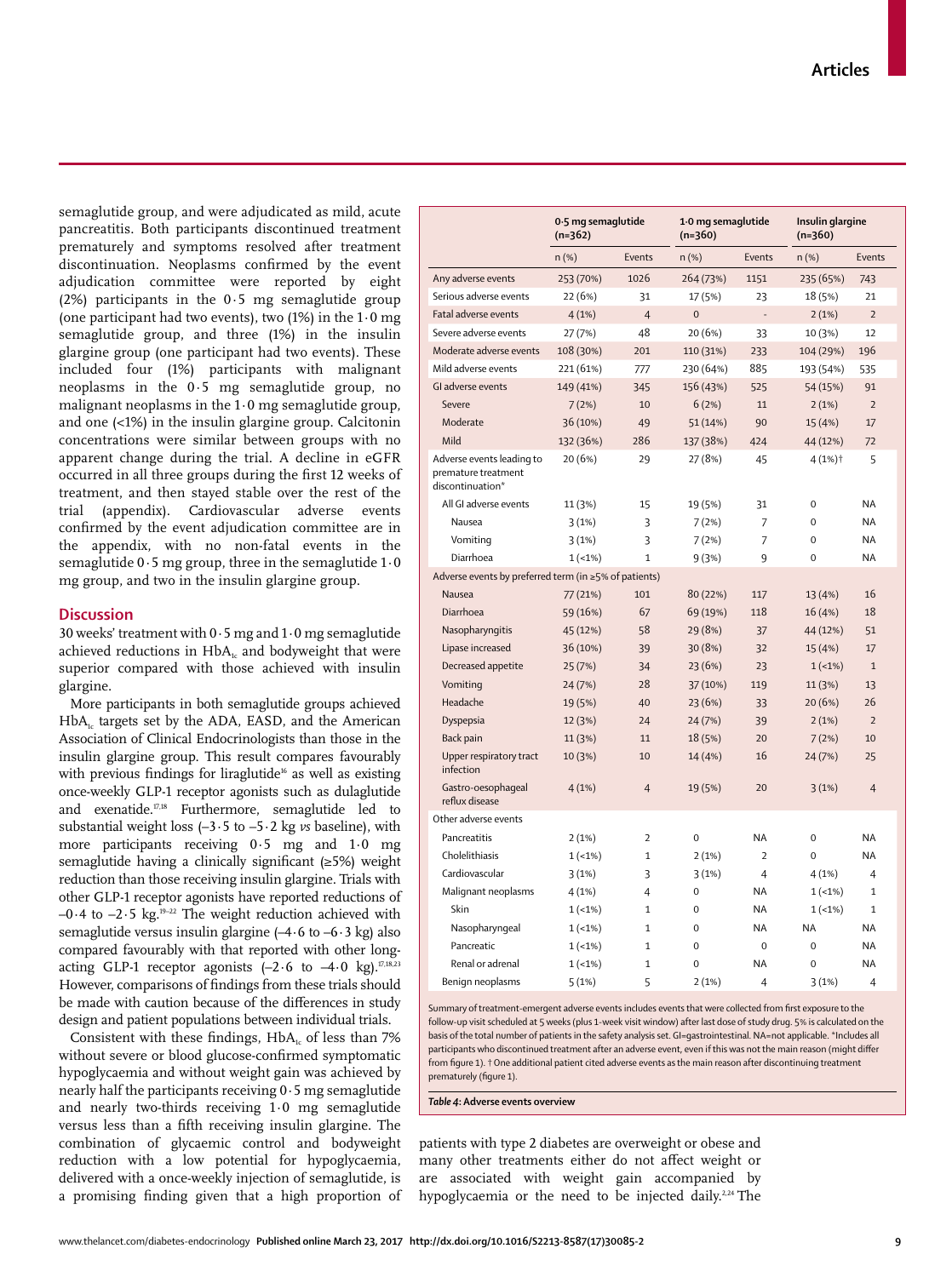semaglutide group, and were adjudicated as mild, acute pancreatitis. Both participants discontinued treatment prematurely and symptoms resolved after treatment discontinuation. Neoplasms confirmed by the event adjudication committee were reported by eight (2%) participants in the 0·5 mg semaglutide group (one participant had two events), two (1%) in the 1·0 mg semaglutide group, and three (1%) in the insulin glargine group (one participant had two events). These included four (1%) participants with malignant neoplasms in the 0·5 mg semaglutide group, no malignant neoplasms in the 1·0 mg semaglutide group, and one (<1%) in the insulin glargine group. Calcitonin concentrations were similar between groups with no apparent change during the trial. A decline in eGFR occurred in all three groups during the first 12 weeks of treatment, and then stayed stable over the rest of the trial (appendix). Cardiovascular adverse events confirmed by the event adjudication committee are in the appendix, with no non-fatal events in the semaglutide 0·5 mg group, three in the semaglutide 1·0 mg group, and two in the insulin glargine group.

## Discussion

30 weeks' treatment with 0·5 mg and 1·0 mg semaglutide achieved reductions in $HbA_{1c}$ and bodyweight that were superior compared with those achieved with insulin glargine.

More participants in both semaglutide groups achieved $HbA_{1c}$ targets set by the ADA, EASD, and the American Association of Clinical Endocrinologists than those in the insulin glargine group. This result compares favourably with previous findings for liraglutide[16] as well as existing once-weekly GLP-1 receptor agonists such as dulaglutide and exenatide.[17,18] Furthermore, semaglutide led to substantial weight loss (–3·5 to –5·2 kg *vs* baseline), with more participants receiving 0·5 mg and 1·0 mg semaglutide having a clinically significant (≥5%) weight reduction than those receiving insulin glargine. Trials with other GLP-1 receptor agonists have reported reductions of –0·4 to –2·5 kg.[19–22] The weight reduction achieved with semaglutide versus insulin glargine (–4·6 to –6·3 kg) also compared favourably with that reported with other long-acting GLP-1 receptor agonists (–2·6 to –4·0 kg).[17,18,23] However, comparisons of findings from these trials should be made with caution because of the differences in study design and patient populations between individual trials.

Consistent with these findings, $HbA_{1c}$ of less than 7% without severe or blood glucose-confirmed symptomatic hypoglycaemia and without weight gain was achieved by nearly half the participants receiving 0·5 mg semaglutide and nearly two-thirds receiving 1·0 mg semaglutide versus less than a fifth receiving insulin glargine. The combination of glycaemic control and bodyweight reduction with a low potential for hypoglycaemia, delivered with a once-weekly injection of semaglutide, is a promising finding given that a high proportion of patients with type 2 diabetes are overweight or obese and many other treatments either do not affect weight or are associated with weight gain accompanied by hypoglycaemia or the need to be injected daily.[2,24] The

| | 0·5 mg semaglutide (n=362) | | 1·0 mg semaglutide (n=360) | | Insulin glargine (n=360) | |
|---|---|---|---|---|---|---|
| | n (%) | Events | n (%) | Events | n (%) | Events |
| Any adverse events | 253 (70%) | 1026 | 264 (73%) | 1151 | 235 (65%) | 743 |
| Serious adverse events | 22 (6%) | 31 | 17 (5%) | 23 | 18 (5%) | 21 |
| Fatal adverse events | 4 (1%) | 4 | 0 | .. | 2 (1%) | 2 |
| Severe adverse events | 27 (7%) | 48 | 20 (6%) | 33 | 10 (3%) | 12 |
| Moderate adverse events | 108 (30%) | 201 | 110 (31%) | 233 | 104 (29%) | 196 |
| Mild adverse events | 221 (61%) | 777 | 230 (64%) | 885 | 193 (54%) | 535 |
| GI adverse events | 149 (41%) | 345 | 156 (43%) | 525 | 54 (15%) | 91 |
| Severe | 7 (2%) | 10 | 6 (2%) | 11 | 2 (1%) | 2 |
| Moderate | 36 (10%) | 49 | 51 (14%) | 90 | 15 (4%) | 17 |
| Mild | 132 (36%) | 286 | 137 (38%) | 424 | 44 (12%) | 72 |
| Adverse events leading to premature treatment discontinuation* | 20 (6%) | 29 | 27 (8%) | 45 | 4 (1%)† | 5 |
| All GI adverse events | 11 (3%) | 15 | 19 (5%) | 31 | 0 | NA |
| Nausea | 3 (1%) | 3 | 7 (2%) | 7 | 0 | NA |
| Vomiting | 3 (1%) | 3 | 7 (2%) | 7 | 0 | NA |
| Diarrhoea | 1 (<1%) | 1 | 9 (3%) | 9 | 0 | NA |
| Adverse events by preferred term (in ≥5% of patients) | | | | | | |
| Nausea | 77 (21%) | 101 | 80 (22%) | 117 | 13 (4%) | 16 |
| Diarrhoea | 59 (16%) | 67 | 69 (19%) | 118 | 16 (4%) | 18 |
| Nasopharyngitis | 45 (12%) | 58 | 29 (8%) | 37 | 44 (12%) | 51 |
| Lipase increased | 36 (10%) | 39 | 30 (8%) | 32 | 15 (4%) | 17 |
| Decreased appetite | 25 (7%) | 34 | 23 (6%) | 23 | 1 (<1%) | 1 |
| Vomiting | 24 (7%) | 28 | 37 (10%) | 119 | 11 (3%) | 13 |
| Headache | 19 (5%) | 40 | 23 (6%) | 33 | 20 (6%) | 26 |
| Dyspepsia | 12 (3%) | 24 | 24 (7%) | 39 | 2 (1%) | 2 |
| Back pain | 11 (3%) | 11 | 18 (5%) | 20 | 7 (2%) | 10 |
| Upper respiratory tract infection | 10 (3%) | 10 | 14 (4%) | 16 | 24 (7%) | 25 |
| Gastro-oesophageal reflux disease | 4 (1%) | 4 | 19 (5%) | 20 | 3 (1%) | 4 |
| Other adverse events | | | | | | |
| Pancreatitis | 2 (1%) | 2 | 0 | NA | 0 | NA |
| Cholelithiasis | 1 (<1%) | 1 | 2 (1%) | 2 | 0 | NA |
| Cardiovascular | 3 (1%) | 3 | 3 (1%) | 4 | 4 (1%) | 4 |
| Malignant neoplasms | 4 (1%) | 4 | 0 | NA | 1 (<1%) | 1 |
| Skin | 1 (<1%) | 1 | 0 | NA | 1 (<1%) | 1 |
| Nasopharyngeal | 1 (<1%) | 1 | 0 | NA | NA | NA |
| Pancreatic | 1 (<1%) | 1 | 0 | 0 | 0 | NA |
| Renal or adrenal | 1 (<1%) | 1 | 0 | NA | 0 | NA |
| Benign neoplasms | 5 (1%) | 5 | 2 (1%) | 4 | 3 (1%) | 4 |

Summary of treatment-emergent adverse events includes events that were collected from first exposure to the follow-up visit scheduled at 5 weeks (plus 1-week visit window) after last dose of study drug. 5% is calculated on the basis of the total number of patients in the safety analysis set. GI=gastrointestinal. NA=not applicable. *Includes all participants who discontinued treatment after an adverse event, even if this was not the main reason (might differ from figure 1). †One additional patient cited adverse events as the main reason after discontinuing treatment prematurely (figure 1).

*Table 4*: **Adverse events overview**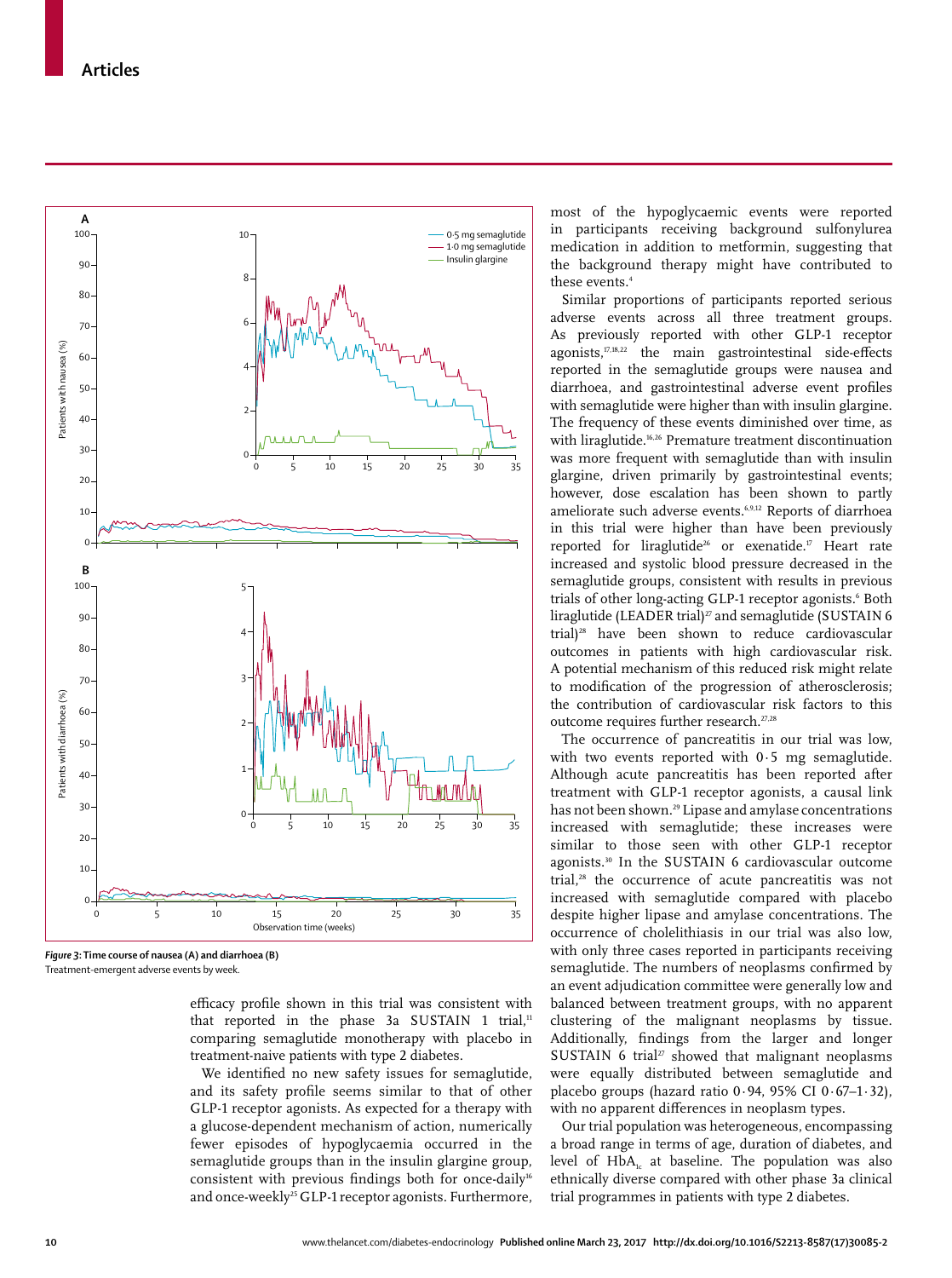*Figure 3:* **Time course of nausea (A) and diarrhoea (B)**
Treatment-emergent adverse events by week.

efficacy profile shown in this trial was consistent with that reported in the phase 3a SUSTAIN 1 trial,[11] comparing semaglutide monotherapy with placebo in treatment-naive patients with type 2 diabetes.

We identified no new safety issues for semaglutide, and its safety profile seems similar to that of other GLP-1 receptor agonists. As expected for a therapy with a glucose-dependent mechanism of action, numerically fewer episodes of hypoglycaemia occurred in the semaglutide groups than in the insulin glargine group, consistent with previous findings both for once-daily[16] and once-weekly[25] GLP-1 receptor agonists. Furthermore, most of the hypoglycaemic events were reported in participants receiving background sulfonylurea medication in addition to metformin, suggesting that the background therapy might have contributed to these events.[4]

Similar proportions of participants reported serious adverse events across all three treatment groups. As previously reported with other GLP-1 receptor agonists,[17,18,22] the main gastrointestinal side-effects reported in the semaglutide groups were nausea and diarrhoea, and gastrointestinal adverse event profiles with semaglutide were higher than with insulin glargine. The frequency of these events diminished over time, as with liraglutide.[16,26] Premature treatment discontinuation was more frequent with semaglutide than with insulin glargine, driven primarily by gastrointestinal events; however, dose escalation has been shown to partly ameliorate such adverse events.[6,9,12] Reports of diarrhoea in this trial were higher than have been previously reported for liraglutide[26] or exenatide.[17] Heart rate increased and systolic blood pressure decreased in the semaglutide groups, consistent with results in previous trials of other long-acting GLP-1 receptor agonists.[6] Both liraglutide (LEADER trial)[27] and semaglutide (SUSTAIN 6 trial)[28] have been shown to reduce cardiovascular outcomes in patients with high cardiovascular risk. A potential mechanism of this reduced risk might relate to modification of the progression of atherosclerosis; the contribution of cardiovascular risk factors to this outcome requires further research.[27,28]

The occurrence of pancreatitis in our trial was low, with two events reported with 0·5 mg semaglutide. Although acute pancreatitis has been reported after treatment with GLP-1 receptor agonists, a causal link has not been shown.[29] Lipase and amylase concentrations increased with semaglutide; these increases were similar to those seen with other GLP-1 receptor agonists.[30] In the SUSTAIN 6 cardiovascular outcome trial,[28] the occurrence of acute pancreatitis was not increased with semaglutide compared with placebo despite higher lipase and amylase concentrations. The occurrence of cholelithiasis in our trial was also low, with only three cases reported in participants receiving semaglutide. The numbers of neoplasms confirmed by an event adjudication committee were generally low and balanced between treatment groups, with no apparent clustering of the malignant neoplasms by tissue. Additionally, findings from the larger and longer SUSTAIN 6 trial[27] showed that malignant neoplasms were equally distributed between semaglutide and placebo groups (hazard ratio 0·94, 95% CI 0·67–1·32), with no apparent differences in neoplasm types.

Our trial population was heterogeneous, encompassing a broad range in terms of age, duration of diabetes, and level of $HbA_{1c}$ at baseline. The population was also ethnically diverse compared with other phase 3a clinical trial programmes in patients with type 2 diabetes.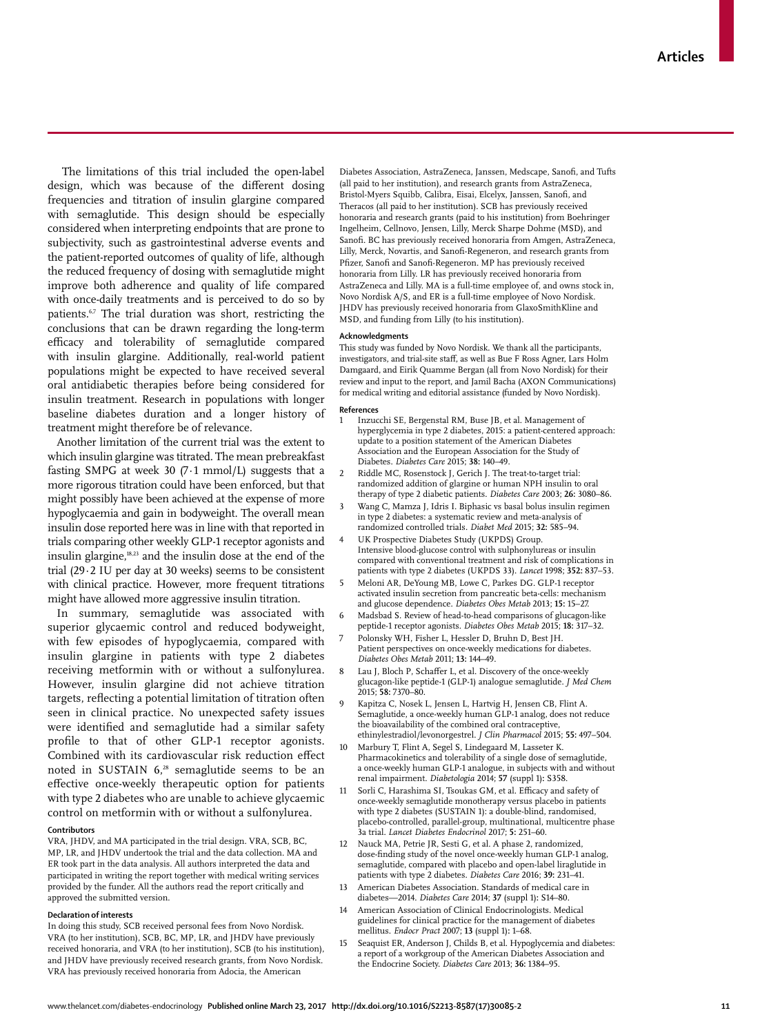The limitations of this trial included the open-label design, which was because of the different dosing frequencies and titration of insulin glargine compared with semaglutide. This design should be especially considered when interpreting endpoints that are prone to subjectivity, such as gastrointestinal adverse events and the patient-reported outcomes of quality of life, although the reduced frequency of dosing with semaglutide might improve both adherence and quality of life compared with once-daily treatments and is perceived to do so by patients.[6,7] The trial duration was short, restricting the conclusions that can be drawn regarding the long-term efficacy and tolerability of semaglutide compared with insulin glargine. Additionally, real-world patient populations might be expected to have received several oral antidiabetic therapies before being considered for insulin treatment. Research in populations with longer baseline diabetes duration and a longer history of treatment might therefore be of relevance.

Another limitation of the current trial was the extent to which insulin glargine was titrated. The mean prebreakfast fasting SMPG at week 30 (7·1 mmol/L) suggests that a more rigorous titration could have been enforced, but that might possibly have been achieved at the expense of more hypoglycaemia and gain in bodyweight. The overall mean insulin dose reported here was in line with that reported in trials comparing other weekly GLP-1 receptor agonists and insulin glargine,[18,23] and the insulin dose at the end of the trial (29·2 IU per day at 30 weeks) seems to be consistent with clinical practice. However, more frequent titrations might have allowed more aggressive insulin titration.

In summary, semaglutide was associated with superior glycaemic control and reduced bodyweight, with few episodes of hypoglycaemia, compared with insulin glargine in patients with type 2 diabetes receiving metformin with or without a sulfonylurea. However, insulin glargine did not achieve titration targets, reflecting a potential limitation of titration often seen in clinical practice. No unexpected safety issues were identified and semaglutide had a similar safety profile to that of other GLP-1 receptor agonists. Combined with its cardiovascular risk reduction effect noted in SUSTAIN 6,[28] semaglutide seems to be an effective once-weekly therapeutic option for patients with type 2 diabetes who are unable to achieve glycaemic control on metformin with or without a sulfonylurea.

#### Contributors

VRA, JHDV, and MA participated in the trial design. VRA, SCB, BC, MP, LR, and JHDV undertook the trial and the data collection. MA and ER took part in the data analysis. All authors interpreted the data and participated in writing the report together with medical writing services provided by the funder. All the authors read the report critically and approved the submitted version.

#### Declaration of interests

In doing this study, SCB received personal fees from Novo Nordisk. VRA (to her institution), SCB, BC, MP, LR, and JHDV have previously received honoraria, and VRA (to her institution), SCB (to his institution), and JHDV have previously received research grants, from Novo Nordisk. VRA has previously received honoraria from Adocia, the American Diabetes Association, AstraZeneca, Janssen, Medscape, Sanofi, and Tufts (all paid to her institution), and research grants from AstraZeneca, Bristol-Myers Squibb, Calibra, Eisai, Elcelyx, Janssen, Sanofi, and Theracos (all paid to her institution). SCB has previously received honoraria and research grants (paid to his institution) from Boehringer Ingelheim, Cellnovo, Jensen, Lilly, Merck Sharpe Dohme (MSD), and Sanofi. BC has previously received honoraria from Amgen, AstraZeneca, Lilly, Merck, Novartis, and Sanofi-Regeneron, and research grants from Pfizer, Sanofi and Sanofi-Regeneron. MP has previously received honoraria from Lilly. LR has previously received honoraria from AstraZeneca and Lilly. MA is a full-time employee of, and owns stock in, Novo Nordisk A/S, and ER is a full-time employee of Novo Nordisk. JHDV has previously received honoraria from GlaxoSmithKline and MSD, and funding from Lilly (to his institution).

#### Acknowledgments

This study was funded by Novo Nordisk. We thank all the participants, investigators, and trial-site staff, as well as Bue F Ross Agner, Lars Holm Damgaard, and Eirik Quamme Bergan (all from Novo Nordisk) for their review and input to the report, and Jamil Bacha (AXON Communications) for medical writing and editorial assistance (funded by Novo Nordisk).

#### References

1. Inzucchi SE, Bergenstal RM, Buse JB, et al. Management of hyperglycemia in type 2 diabetes, 2015: a patient-centered approach: update to a position statement of the American Diabetes Association and the European Association for the Study of Diabetes. *Diabetes Care* 2015; **38:** 140–49.
2. Riddle MC, Rosenstock J, Gerich J. The treat-to-target trial: randomized addition of glargine or human NPH insulin to oral therapy of type 2 diabetic patients. *Diabetes Care* 2003; **26:** 3080–86.
3. Wang C, Mamza J, Idris I. Biphasic vs basal bolus insulin regimen in type 2 diabetes: a systematic review and meta-analysis of randomized controlled trials. *Diabet Med* 2015; **32:** 585–94.
4. UK Prospective Diabetes Study (UKPDS) Group. Intensive blood-glucose control with sulphonylureas or insulin compared with conventional treatment and risk of complications in patients with type 2 diabetes (UKPDS 33). *Lancet* 1998; **352:** 837–53.
5. Meloni AR, DeYoung MB, Lowe C, Parkes DG. GLP-1 receptor activated insulin secretion from pancreatic beta-cells: mechanism and glucose dependence. *Diabetes Obes Metab* 2013; **15:** 15–27.
6. Madsbad S. Review of head-to-head comparisons of glucagon-like peptide-1 receptor agonists. *Diabetes Obes Metab* 2015; **18:** 317–32.
7. Polonsky WH, Fisher L, Hessler D, Bruhn D, Best JH. Patient perspectives on once-weekly medications for diabetes. *Diabetes Obes Metab* 2011; **13:** 144–49.
8. Lau J, Bloch P, Schaffer L, et al. Discovery of the once-weekly glucagon-like peptide-1 (GLP-1) analogue semaglutide. *J Med Chem* 2015; **58:** 7370–80.
9. Kapitza C, Nosek L, Jensen L, Hartvig H, Jensen CB, Flint A. Semaglutide, a once-weekly human GLP-1 analog, does not reduce the bioavailability of the combined oral contraceptive, ethinylestradiol/levonorgestrel. *J Clin Pharmacol* 2015; **55:** 497–504.
10. Marbury T, Flint A, Segel S, Lindegaard M, Lasseter K. Pharmacokinetics and tolerability of a single dose of semaglutide, a once-weekly human GLP-1 analogue, in subjects with and without renal impairment. *Diabetologia* 2014; **57** (suppl 1)**:** S358.
11. Sorli C, Harashima SI, Tsoukas GM, et al. Efficacy and safety of once-weekly semaglutide monotherapy versus placebo in patients with type 2 diabetes (SUSTAIN 1): a double-blind, randomised, placebo-controlled, parallel-group, multinational, multicentre phase 3a trial. *Lancet Diabetes Endocrinol* 2017; **5:** 251–60.
12. Nauck MA, Petrie JR, Sesti G, et al. A phase 2, randomized, dose-finding study of the novel once-weekly human GLP-1 analog, semaglutide, compared with placebo and open-label liraglutide in patients with type 2 diabetes. *Diabetes Care* 2016; **39:** 231–41.
13. American Diabetes Association. Standards of medical care in diabetes—2014. *Diabetes Care* 2014; **37** (suppl 1)**:** S14–80.
14. American Association of Clinical Endocrinologists. Medical guidelines for clinical practice for the management of diabetes mellitus. *Endocr Pract* 2007; **13** (suppl 1)**:** 1–68.
15. Seaquist ER, Anderson J, Childs B, et al. Hypoglycemia and diabetes: a report of a workgroup of the American Diabetes Association and the Endocrine Society. *Diabetes Care* 2013; **36:** 1384–95.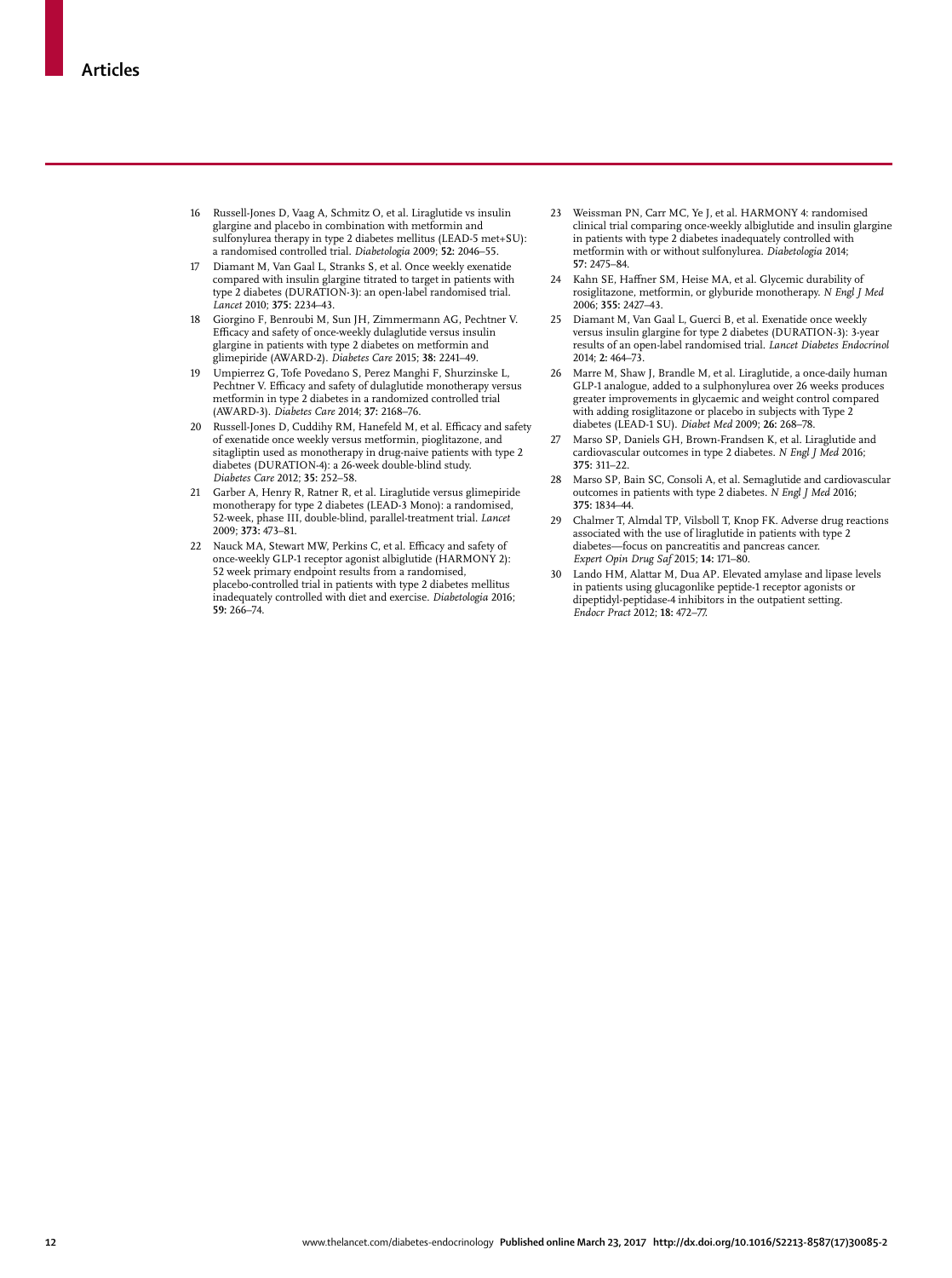16 Russell-Jones D, Vaag A, Schmitz O, et al. Liraglutide vs insulin glargine and placebo in combination with metformin and sulfonylurea therapy in type 2 diabetes mellitus (LEAD-5 met+SU): a randomised controlled trial. *Diabetologia* 2009; **52:** 2046–55.

17 Diamant M, Van Gaal L, Stranks S, et al. Once weekly exenatide compared with insulin glargine titrated to target in patients with type 2 diabetes (DURATION-3): an open-label randomised trial. *Lancet* 2010; **375:** 2234–43.

18 Giorgino F, Benroubi M, Sun JH, Zimmermann AG, Pechtner V. Efficacy and safety of once-weekly dulaglutide versus insulin glargine in patients with type 2 diabetes on metformin and glimepiride (AWARD-2). *Diabetes Care* 2015; **38:** 2241–49.

19 Umpierrez G, Tofe Povedano S, Perez Manghi F, Shurzinske L, Pechtner V. Efficacy and safety of dulaglutide monotherapy versus metformin in type 2 diabetes in a randomized controlled trial (AWARD-3). *Diabetes Care* 2014; **37:** 2168–76.

20 Russell-Jones D, Cuddihy RM, Hanefeld M, et al. Efficacy and safety of exenatide once weekly versus metformin, pioglitazone, and sitagliptin used as monotherapy in drug-naive patients with type 2 diabetes (DURATION-4): a 26-week double-blind study. *Diabetes Care* 2012; **35:** 252–58.

21 Garber A, Henry R, Ratner R, et al. Liraglutide versus glimepiride monotherapy for type 2 diabetes (LEAD-3 Mono): a randomised, 52-week, phase III, double-blind, parallel-treatment trial. *Lancet* 2009; **373:** 473–81.

22 Nauck MA, Stewart MW, Perkins C, et al. Efficacy and safety of once-weekly GLP-1 receptor agonist albiglutide (HARMONY 2): 52 week primary endpoint results from a randomised, placebo-controlled trial in patients with type 2 diabetes mellitus inadequately controlled with diet and exercise. *Diabetologia* 2016; **59:** 266–74.

23 Weissman PN, Carr MC, Ye J, et al. HARMONY 4: randomised clinical trial comparing once-weekly albiglutide and insulin glargine in patients with type 2 diabetes inadequately controlled with metformin with or without sulfonylurea. *Diabetologia* 2014; **57:** 2475–84.

24 Kahn SE, Haffner SM, Heise MA, et al. Glycemic durability of rosiglitazone, metformin, or glyburide monotherapy. *N Engl J Med* 2006; **355:** 2427–43.

25 Diamant M, Van Gaal L, Guerci B, et al. Exenatide once weekly versus insulin glargine for type 2 diabetes (DURATION-3): 3-year results of an open-label randomised trial. *Lancet Diabetes Endocrinol* 2014; **2:** 464–73.

26 Marre M, Shaw J, Brandle M, et al. Liraglutide, a once-daily human GLP-1 analogue, added to a sulphonylurea over 26 weeks produces greater improvements in glycaemic and weight control compared with adding rosiglitazone or placebo in subjects with Type 2 diabetes (LEAD-1 SU). *Diabet Med* 2009; **26:** 268–78.

27 Marso SP, Daniels GH, Brown-Frandsen K, et al. Liraglutide and cardiovascular outcomes in type 2 diabetes. *N Engl J Med* 2016; **375:** 311–22.

28 Marso SP, Bain SC, Consoli A, et al. Semaglutide and cardiovascular outcomes in patients with type 2 diabetes. *N Engl J Med* 2016; **375:** 1834–44.

29 Chalmer T, Almdal TP, Vilsboll T, Knop FK. Adverse drug reactions associated with the use of liraglutide in patients with type 2 diabetes—focus on pancreatitis and pancreas cancer. *Expert Opin Drug Saf* 2015; **14:** 171–80.

30 Lando HM, Alattar M, Dua AP. Elevated amylase and lipase levels in patients using glucagonlike peptide-1 receptor agonists or dipeptidyl-peptidase-4 inhibitors in the outpatient setting. *Endocr Pract* 2012; **18:** 472–77.